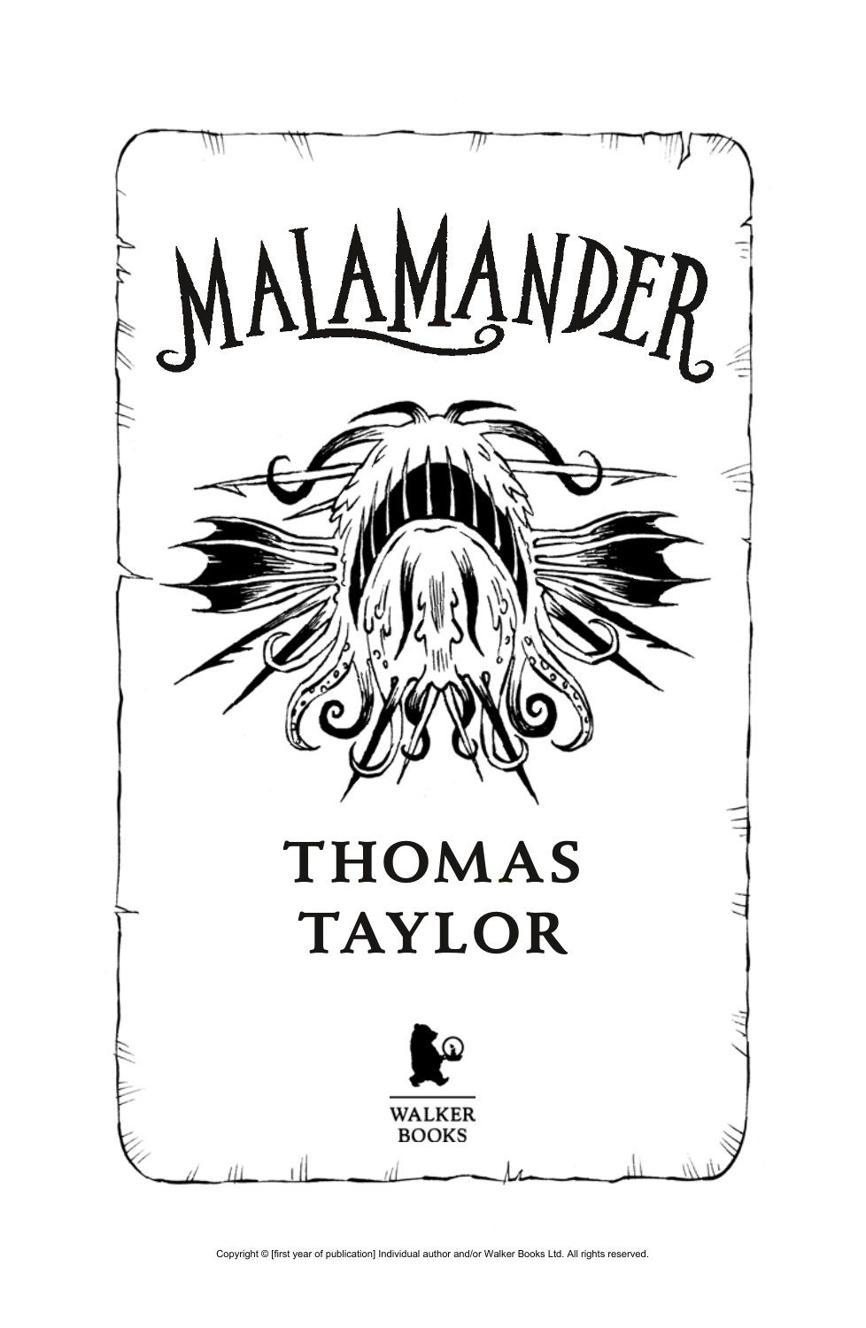# MALAMANDER

THOMAS
TAYLOR

WALKER
BOOKS

Copyright © [first year of publication] Individual author and/or Walker Books Ltd. All rights reserved.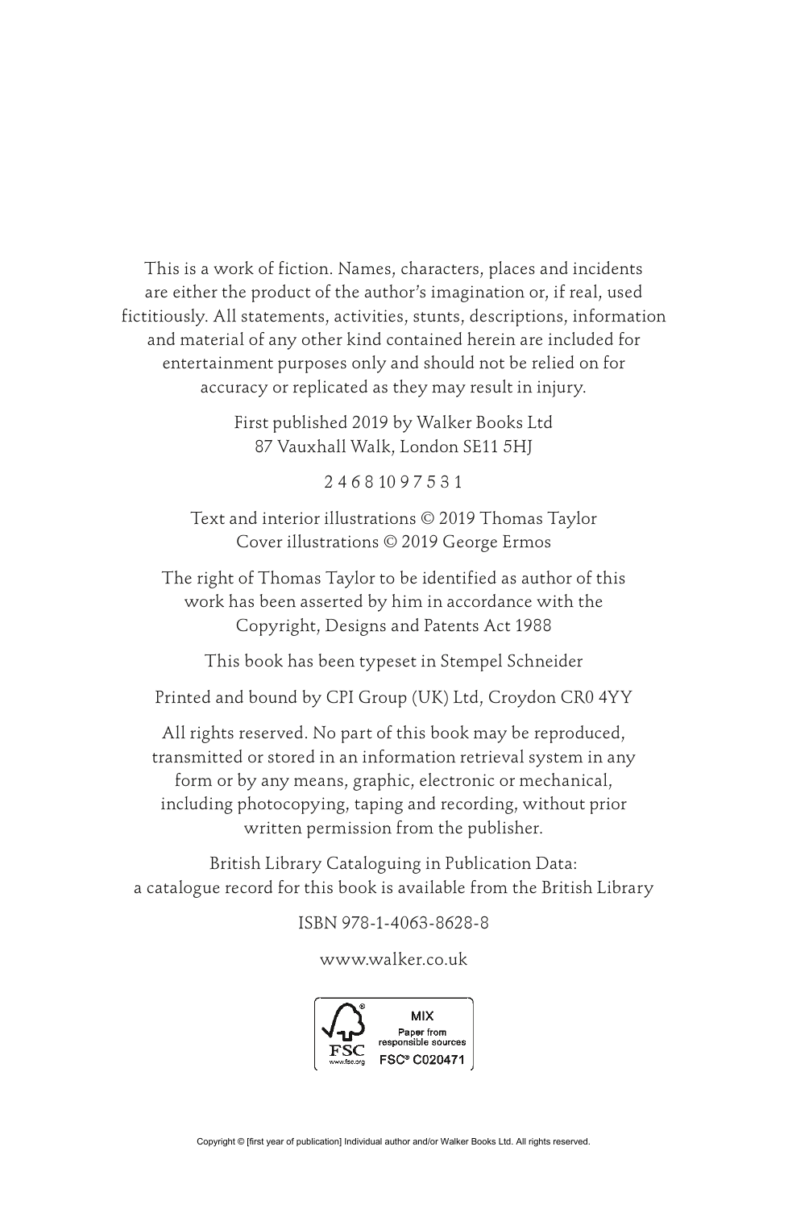This is a work of fiction. Names, characters, places and incidents are either the product of the author's imagination or, if real, used fictitiously. All statements, activities, stunts, descriptions, information and material of any other kind contained herein are included for entertainment purposes only and should not be relied on for accuracy or replicated as they may result in injury.

First published 2019 by Walker Books Ltd
87 Vauxhall Walk, London SE11 5HJ

2 4 6 8 10 9 7 5 3 1

Text and interior illustrations © 2019 Thomas Taylor
Cover illustrations © 2019 George Ermos

The right of Thomas Taylor to be identified as author of this work has been asserted by him in accordance with the Copyright, Designs and Patents Act 1988

This book has been typeset in Stempel Schneider

Printed and bound by CPI Group (UK) Ltd, Croydon CR0 4YY

All rights reserved. No part of this book may be reproduced, transmitted or stored in an information retrieval system in any form or by any means, graphic, electronic or mechanical, including photocopying, taping and recording, without prior written permission from the publisher.

British Library Cataloguing in Publication Data:
a catalogue record for this book is available from the British Library

ISBN 978-1-4063-8628-8

www.walker.co.uk

MIX
Paper from responsible sources
FSC® C020471

Copyright © [first year of publication] Individual author and/or Walker Books Ltd. All rights reserved.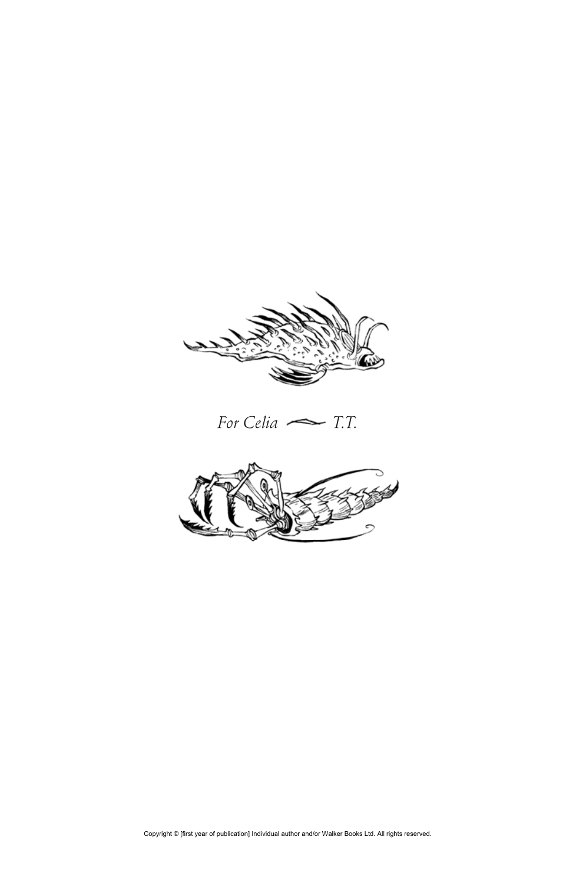*For Celia — T.T.*

Copyright © [first year of publication] Individual author and/or Walker Books Ltd. All rights reserved.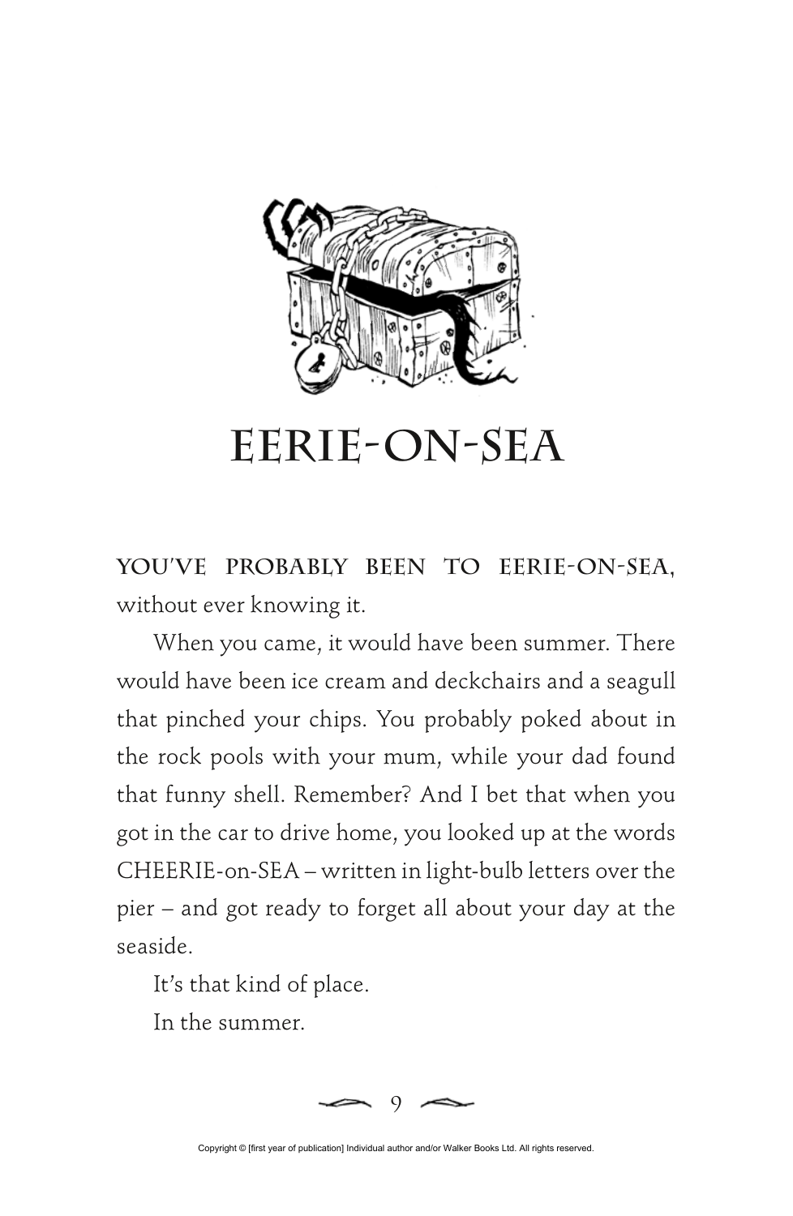# EERIE-ON-SEA

**YOU'VE PROBABLY BEEN TO EERIE-ON-SEA,** without ever knowing it.

When you came, it would have been summer. There would have been ice cream and deckchairs and a seagull that pinched your chips. You probably poked about in the rock pools with your mum, while your dad found that funny shell. Remember? And I bet that when you got in the car to drive home, you looked up at the words CHEERIE-on-SEA – written in light-bulb letters over the pier – and got ready to forget all about your day at the seaside.

It's that kind of place.

In the summer.

Copyright © [first year of publication] Individual author and/or Walker Books Ltd. All rights reserved.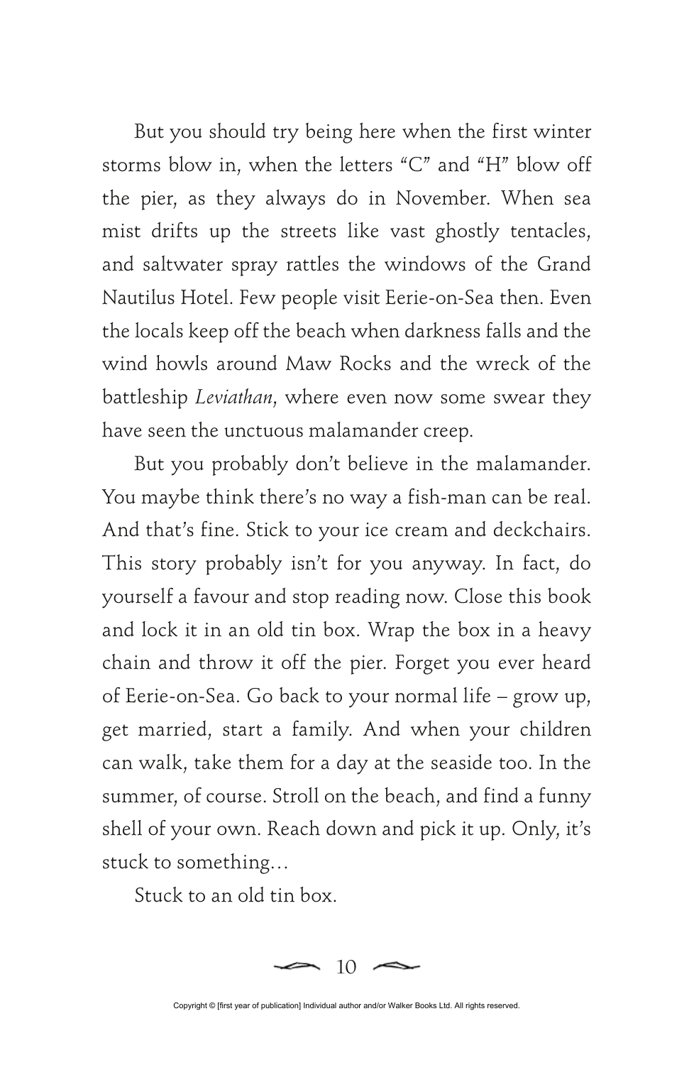But you should try being here when the first winter storms blow in, when the letters "C" and "H" blow off the pier, as they always do in November. When sea mist drifts up the streets like vast ghostly tentacles, and saltwater spray rattles the windows of the Grand Nautilus Hotel. Few people visit Eerie-on-Sea then. Even the locals keep off the beach when darkness falls and the wind howls around Maw Rocks and the wreck of the battleship *Leviathan*, where even now some swear they have seen the unctuous malamander creep.

But you probably don't believe in the malamander. You maybe think there's no way a fish-man can be real. And that's fine. Stick to your ice cream and deckchairs. This story probably isn't for you anyway. In fact, do yourself a favour and stop reading now. Close this book and lock it in an old tin box. Wrap the box in a heavy chain and throw it off the pier. Forget you ever heard of Eerie-on-Sea. Go back to your normal life – grow up, get married, start a family. And when your children can walk, take them for a day at the seaside too. In the summer, of course. Stroll on the beach, and find a funny shell of your own. Reach down and pick it up. Only, it's stuck to something…

Stuck to an old tin box.

Copyright © [first year of publication] Individual author and/or Walker Books Ltd. All rights reserved.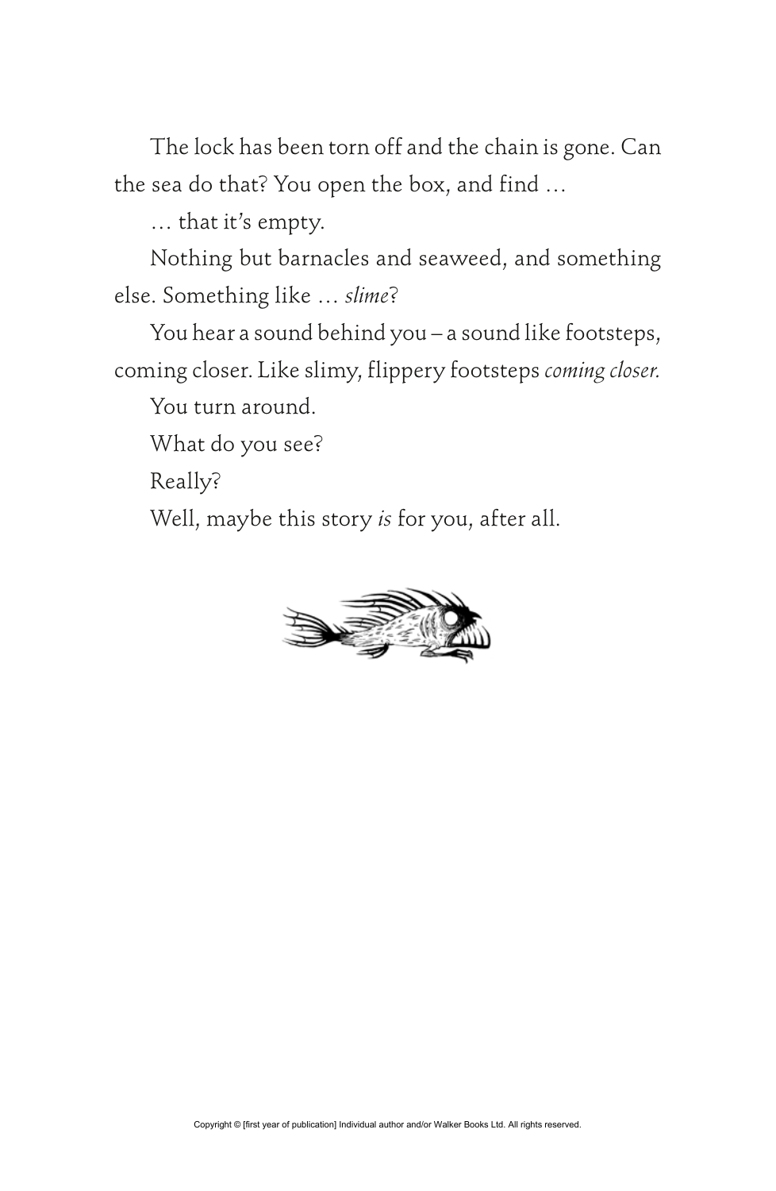The lock has been torn off and the chain is gone. Can the sea do that? You open the box, and find …

… that it's empty.

Nothing but barnacles and seaweed, and something else. Something like … *slime*?

You hear a sound behind you – a sound like footsteps, coming closer. Like slimy, flippery footsteps *coming closer.*

You turn around.

What do you see?

Really?

Well, maybe this story *is* for you, after all.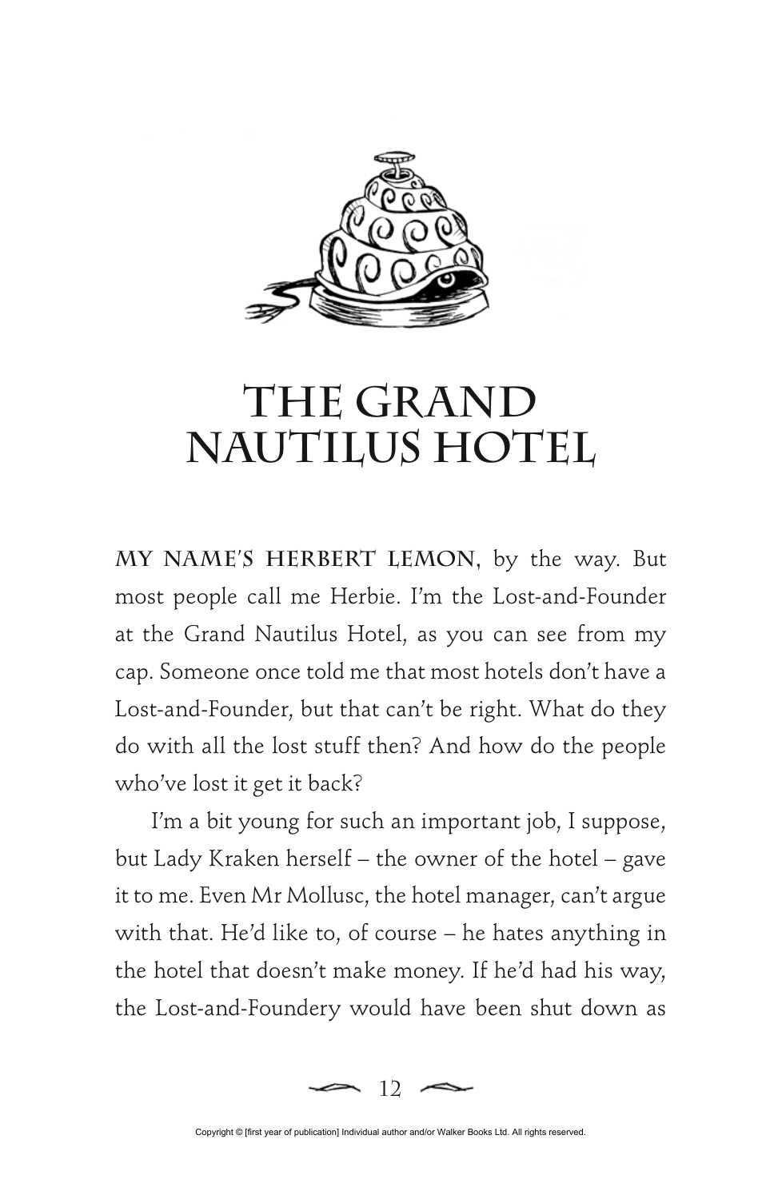# THE GRAND NAUTILUS HOTEL

**MY NAME'S HERBERT LEMON**, by the way. But most people call me Herbie. I'm the Lost-and-Founder at the Grand Nautilus Hotel, as you can see from my cap. Someone once told me that most hotels don't have a Lost-and-Founder, but that can't be right. What do they do with all the lost stuff then? And how do the people who've lost it get it back?

I'm a bit young for such an important job, I suppose, but Lady Kraken herself – the owner of the hotel – gave it to me. Even Mr Mollusc, the hotel manager, can't argue with that. He'd like to, of course – he hates anything in the hotel that doesn't make money. If he'd had his way, the Lost-and-Foundery would have been shut down as

Copyright © [first year of publication] Individual author and/or Walker Books Ltd. All rights reserved.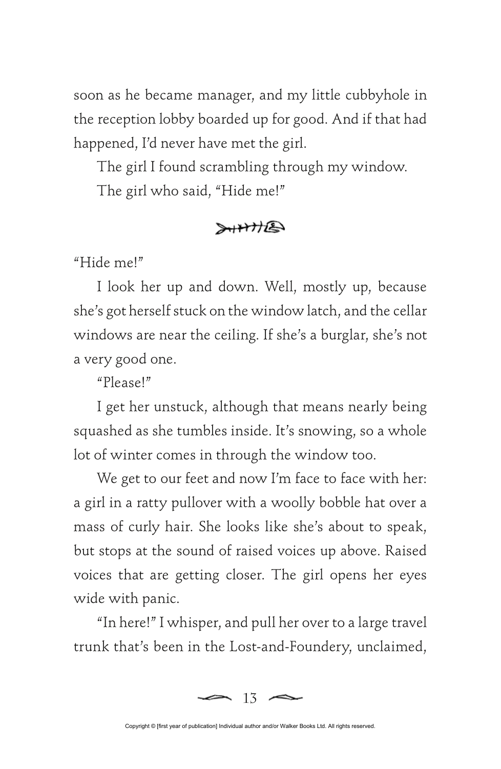soon as he became manager, and my little cubbyhole in the reception lobby boarded up for good. And if that had happened, I'd never have met the girl.

The girl I found scrambling through my window.

The girl who said, "Hide me!"

"Hide me!"

I look her up and down. Well, mostly up, because she's got herself stuck on the window latch, and the cellar windows are near the ceiling. If she's a burglar, she's not a very good one.

"Please!"

I get her unstuck, although that means nearly being squashed as she tumbles inside. It's snowing, so a whole lot of winter comes in through the window too.

We get to our feet and now I'm face to face with her: a girl in a ratty pullover with a woolly bobble hat over a mass of curly hair. She looks like she's about to speak, but stops at the sound of raised voices up above. Raised voices that are getting closer. The girl opens her eyes wide with panic.

"In here!" I whisper, and pull her over to a large travel trunk that's been in the Lost-and-Foundery, unclaimed,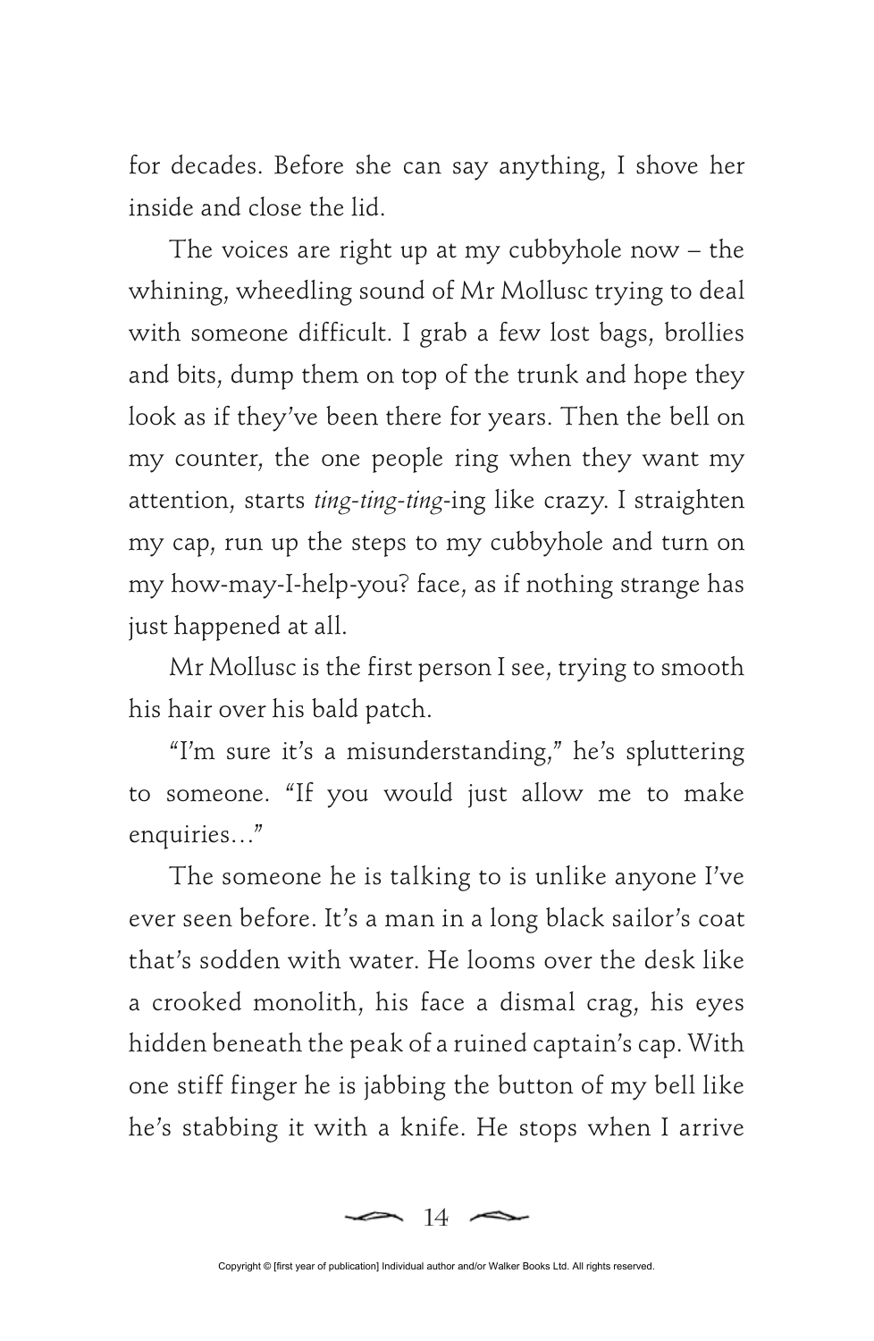for decades. Before she can say anything, I shove her inside and close the lid.

The voices are right up at my cubbyhole now – the whining, wheedling sound of Mr Mollusc trying to deal with someone difficult. I grab a few lost bags, brollies and bits, dump them on top of the trunk and hope they look as if they've been there for years. Then the bell on my counter, the one people ring when they want my attention, starts *ting-ting-ting*-ing like crazy. I straighten my cap, run up the steps to my cubbyhole and turn on my how-may-I-help-you? face, as if nothing strange has just happened at all.

Mr Mollusc is the first person I see, trying to smooth his hair over his bald patch.

"I'm sure it's a misunderstanding," he's spluttering to someone. "If you would just allow me to make enquiries…"

The someone he is talking to is unlike anyone I've ever seen before. It's a man in a long black sailor's coat that's sodden with water. He looms over the desk like a crooked monolith, his face a dismal crag, his eyes hidden beneath the peak of a ruined captain's cap. With one stiff finger he is jabbing the button of my bell like he's stabbing it with a knife. He stops when I arrive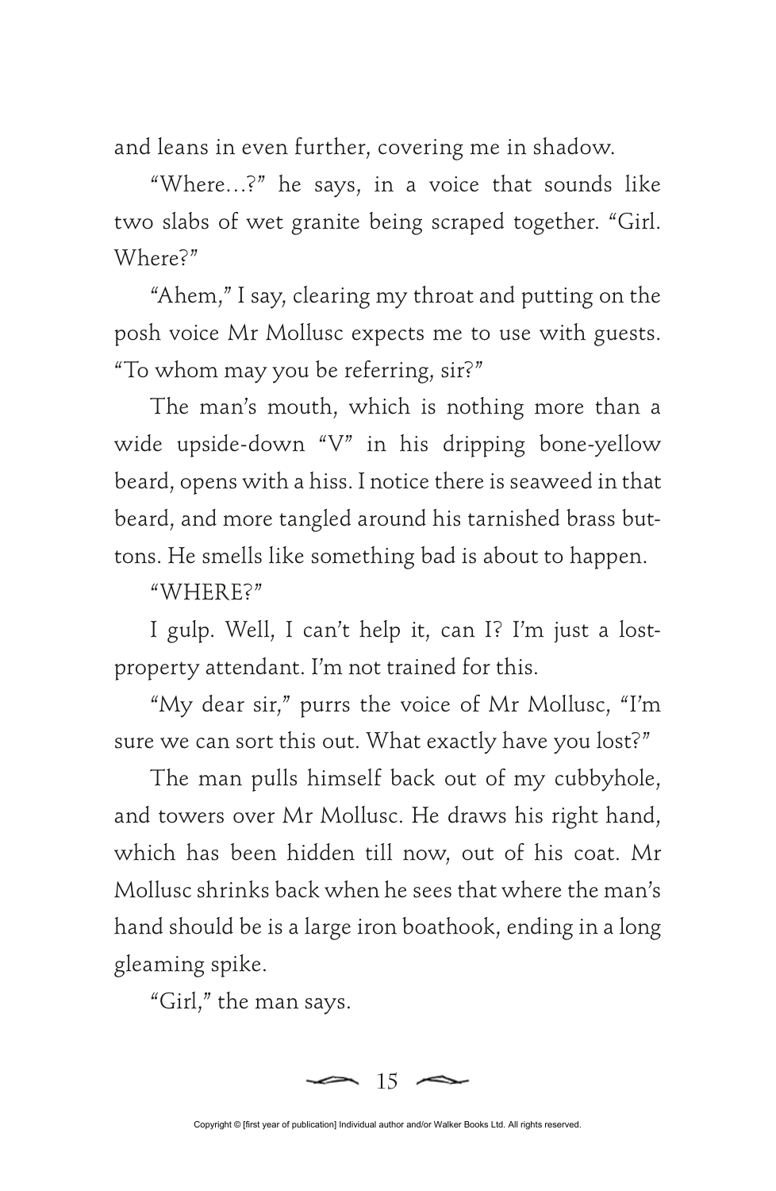and leans in even further, covering me in shadow.

"Where…?" he says, in a voice that sounds like two slabs of wet granite being scraped together. "Girl. Where?"

"Ahem," I say, clearing my throat and putting on the posh voice Mr Mollusc expects me to use with guests. "To whom may you be referring, sir?"

The man's mouth, which is nothing more than a wide upside-down "V" in his dripping bone-yellow beard, opens with a hiss. I notice there is seaweed in that beard, and more tangled around his tarnished brass buttons. He smells like something bad is about to happen.

"WHERE?"

I gulp. Well, I can't help it, can I? I'm just a lost-property attendant. I'm not trained for this.

"My dear sir," purrs the voice of Mr Mollusc, "I'm sure we can sort this out. What exactly have you lost?"

The man pulls himself back out of my cubbyhole, and towers over Mr Mollusc. He draws his right hand, which has been hidden till now, out of his coat. Mr Mollusc shrinks back when he sees that where the man's hand should be is a large iron boathook, ending in a long gleaming spike.

"Girl," the man says.

Copyright © [first year of publication] Individual author and/or Walker Books Ltd. All rights reserved.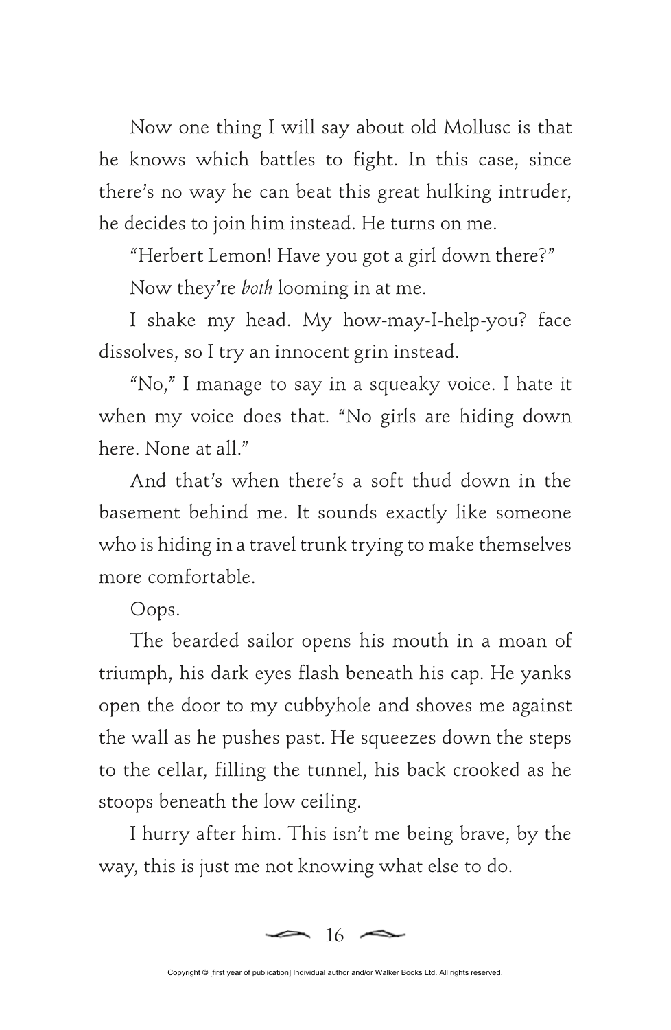Now one thing I will say about old Mollusc is that he knows which battles to fight. In this case, since there's no way he can beat this great hulking intruder, he decides to join him instead. He turns on me.

"Herbert Lemon! Have you got a girl down there?"

Now they're *both* looming in at me.

I shake my head. My how-may-I-help-you? face dissolves, so I try an innocent grin instead.

"No," I manage to say in a squeaky voice. I hate it when my voice does that. "No girls are hiding down here. None at all."

And that's when there's a soft thud down in the basement behind me. It sounds exactly like someone who is hiding in a travel trunk trying to make themselves more comfortable.

Oops.

The bearded sailor opens his mouth in a moan of triumph, his dark eyes flash beneath his cap. He yanks open the door to my cubbyhole and shoves me against the wall as he pushes past. He squeezes down the steps to the cellar, filling the tunnel, his back crooked as he stoops beneath the low ceiling.

I hurry after him. This isn't me being brave, by the way, this is just me not knowing what else to do.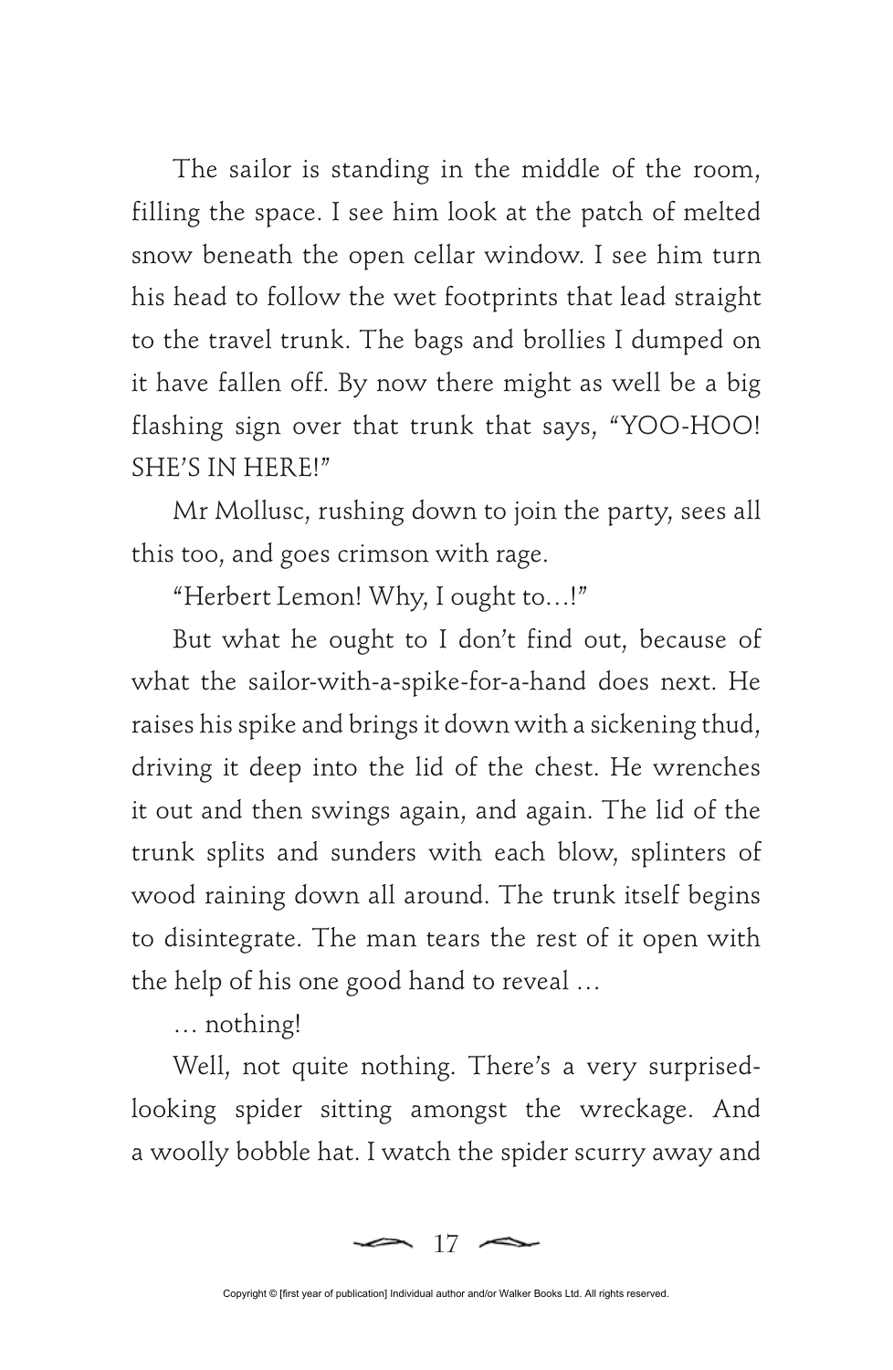The sailor is standing in the middle of the room, filling the space. I see him look at the patch of melted snow beneath the open cellar window. I see him turn his head to follow the wet footprints that lead straight to the travel trunk. The bags and brollies I dumped on it have fallen off. By now there might as well be a big flashing sign over that trunk that says, "YOO-HOO! SHE'S IN HERE!"

Mr Mollusc, rushing down to join the party, sees all this too, and goes crimson with rage.

"Herbert Lemon! Why, I ought to…!"

But what he ought to I don't find out, because of what the sailor-with-a-spike-for-a-hand does next. He raises his spike and brings it down with a sickening thud, driving it deep into the lid of the chest. He wrenches it out and then swings again, and again. The lid of the trunk splits and sunders with each blow, splinters of wood raining down all around. The trunk itself begins to disintegrate. The man tears the rest of it open with the help of his one good hand to reveal …

… nothing!

Well, not quite nothing. There's a very surprised-looking spider sitting amongst the wreckage. And a woolly bobble hat. I watch the spider scurry away and

Copyright © [first year of publication] Individual author and/or Walker Books Ltd. All rights reserved.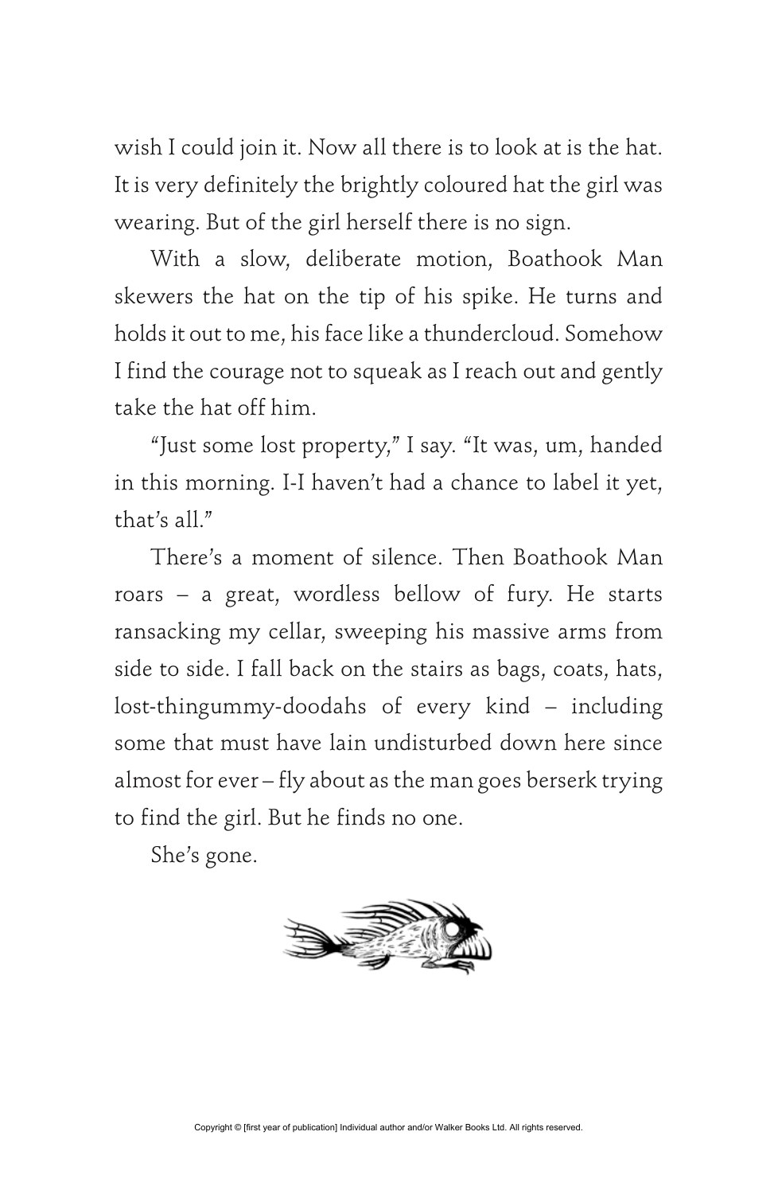wish I could join it. Now all there is to look at is the hat. It is very definitely the brightly coloured hat the girl was wearing. But of the girl herself there is no sign.

With a slow, deliberate motion, Boathook Man skewers the hat on the tip of his spike. He turns and holds it out to me, his face like a thundercloud. Somehow I find the courage not to squeak as I reach out and gently take the hat off him.

"Just some lost property," I say. "It was, um, handed in this morning. I-I haven't had a chance to label it yet, that's all."

There's a moment of silence. Then Boathook Man roars – a great, wordless bellow of fury. He starts ransacking my cellar, sweeping his massive arms from side to side. I fall back on the stairs as bags, coats, hats, lost-thingummy-doodahs of every kind – including some that must have lain undisturbed down here since almost for ever – fly about as the man goes berserk trying to find the girl. But he finds no one.

She's gone.

Copyright © [first year of publication] Individual author and/or Walker Books Ltd. All rights reserved.